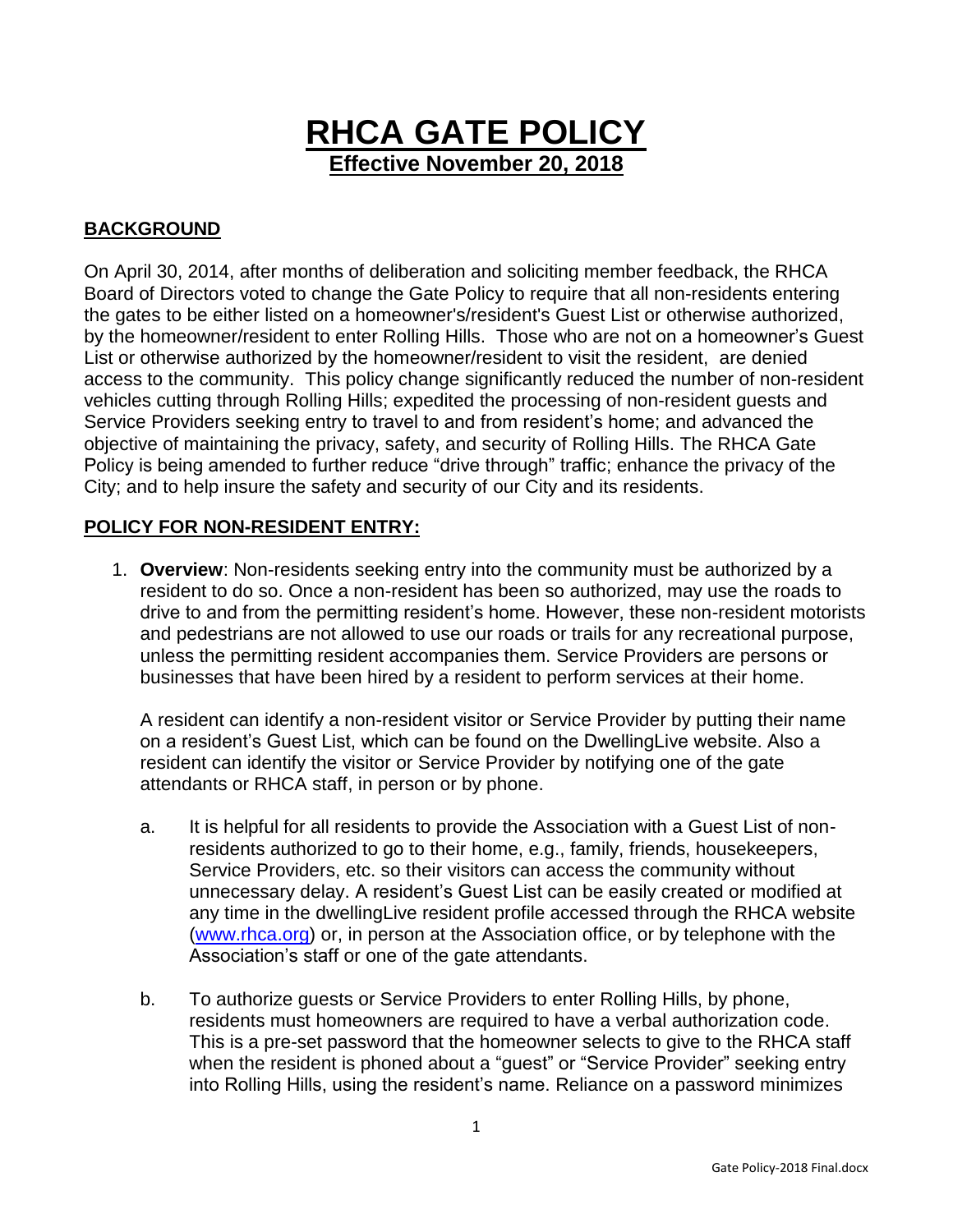# RHCA GATE POLICY

## Effective November 20, 2018

## BACKGROUND

On April 30, 2014, after months of deliberation and soliciting member feedback, the RHCA Board of Directors voted to change the Gate Policy to require that all non-residents entering the gates to be either listed on a homeowner's/resident's Guest List or otherwise authorized, by the homeowner/resident to enter Rolling Hills. Those who are not on a homeowner's Guest List or otherwise authorized by the homeowner/resident to visit the resident, are denied access to the community. This policy change significantly reduced the number of non-resident vehicles cutting through Rolling Hills; expedited the processing of non-resident guests and Service Providers seeking entry to travel to and from resident's home; and advanced the objective of maintaining the privacy, safety, and security of Rolling Hills. The RHCA Gate Policy is being amended to further reduce "drive through" traffic; enhance the privacy of the City; and to help insure the safety and security of our City and its residents.

## POLICY FOR NON-RESIDENT ENTRY:

1. **Overview**: Non-residents seeking entry into the community must be authorized by a resident to do so. Once a non-resident has been so authorized, may use the roads to drive to and from the permitting resident's home. However, these non-resident motorists and pedestrians are not allowed to use our roads or trails for any recreational purpose, unless the permitting resident accompanies them. Service Providers are persons or businesses that have been hired by a resident to perform services at their home.

   A resident can identify a non-resident visitor or Service Provider by putting their name on a resident's Guest List, which can be found on the DwellingLive website. Also a resident can identify the visitor or Service Provider by notifying one of the gate attendants or RHCA staff, in person or by phone.

   a. It is helpful for all residents to provide the Association with a Guest List of non-residents authorized to go to their home, e.g., family, friends, housekeepers, Service Providers, etc. so their visitors can access the community without unnecessary delay. A resident's Guest List can be easily created or modified at any time in the dwellingLive resident profile accessed through the RHCA website (www.rhca.org) or, in person at the Association office, or by telephone with the Association's staff or one of the gate attendants.

   b. To authorize guests or Service Providers to enter Rolling Hills, by phone, residents must homeowners are required to have a verbal authorization code. This is a pre-set password that the homeowner selects to give to the RHCA staff when the resident is phoned about a "guest" or "Service Provider" seeking entry into Rolling Hills, using the resident's name. Reliance on a password minimizes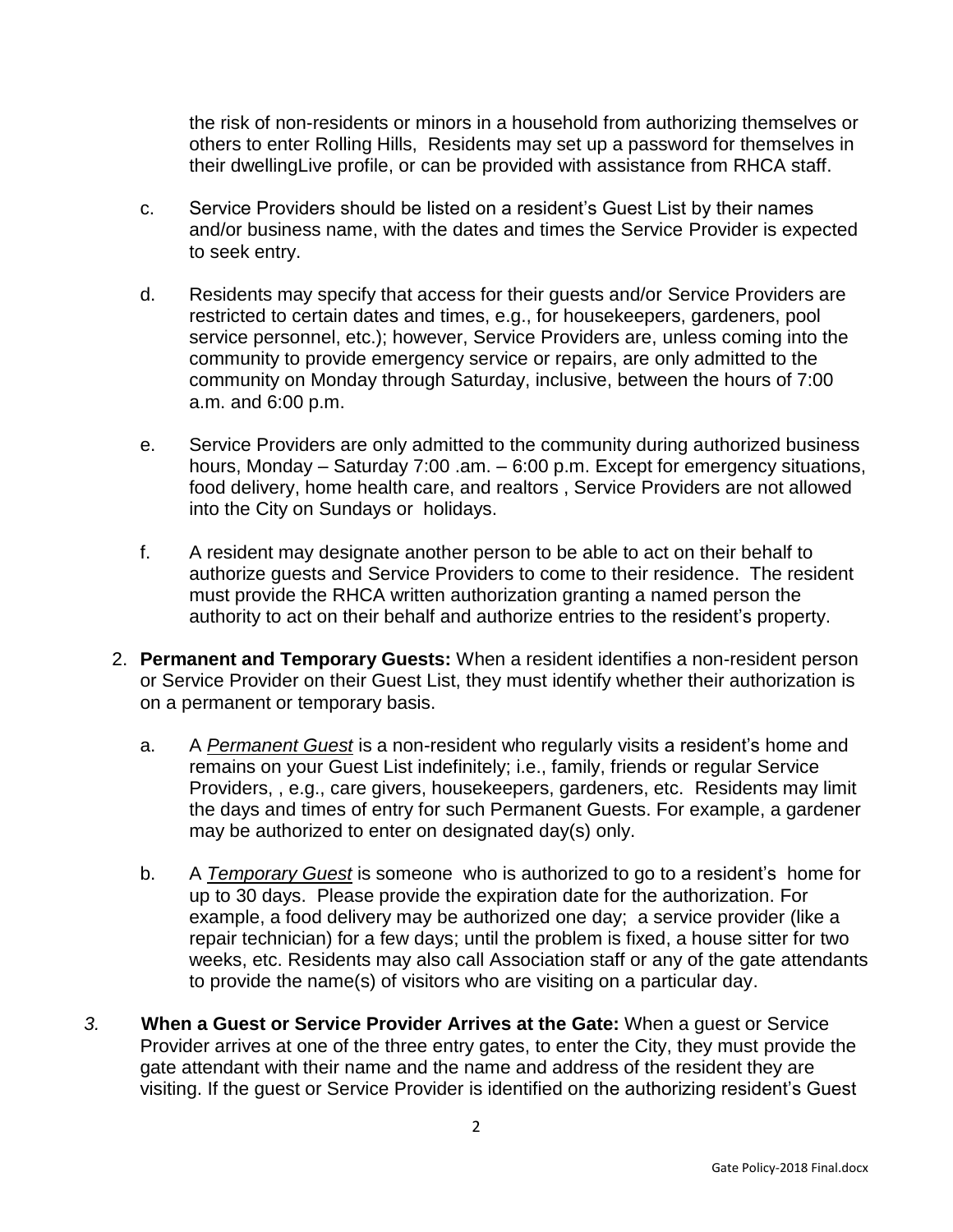the risk of non-residents or minors in a household from authorizing themselves or others to enter Rolling Hills,  Residents may set up a password for themselves in their dwellingLive profile, or can be provided with assistance from RHCA staff.

c. Service Providers should be listed on a resident's Guest List by their names and/or business name, with the dates and times the Service Provider is expected to seek entry.

d. Residents may specify that access for their guests and/or Service Providers are restricted to certain dates and times, e.g., for housekeepers, gardeners, pool service personnel, etc.); however, Service Providers are, unless coming into the community to provide emergency service or repairs, are only admitted to the community on Monday through Saturday, inclusive, between the hours of 7:00 a.m. and 6:00 p.m.

e. Service Providers are only admitted to the community during authorized business hours, Monday – Saturday 7:00 .am. – 6:00 p.m. Except for emergency situations, food delivery, home health care, and realtors , Service Providers are not allowed into the City on Sundays or  holidays.

f. A resident may designate another person to be able to act on their behalf to authorize guests and Service Providers to come to their residence.  The resident must provide the RHCA written authorization granting a named person the authority to act on their behalf and authorize entries to the resident's property.

2. **Permanent and Temporary Guests:** When a resident identifies a non-resident person or Service Provider on their Guest List, they must identify whether their authorization is on a permanent or temporary basis.

   a. A *Permanent Guest* is a non-resident who regularly visits a resident's home and remains on your Guest List indefinitely; i.e., family, friends or regular Service Providers, , e.g., care givers, housekeepers, gardeners, etc.  Residents may limit the days and times of entry for such Permanent Guests. For example, a gardener may be authorized to enter on designated day(s) only.

   b. A *Temporary Guest* is someone  who is authorized to go to a resident's  home for up to 30 days.  Please provide the expiration date for the authorization. For example, a food delivery may be authorized one day;  a service provider (like a repair technician) for a few days; until the problem is fixed, a house sitter for two weeks, etc. Residents may also call Association staff or any of the gate attendants to provide the name(s) of visitors who are visiting on a particular day.

*3.* **When a Guest or Service Provider Arrives at the Gate:** When a guest or Service Provider arrives at one of the three entry gates, to enter the City, they must provide the gate attendant with their name and the name and address of the resident they are visiting. If the guest or Service Provider is identified on the authorizing resident's Guest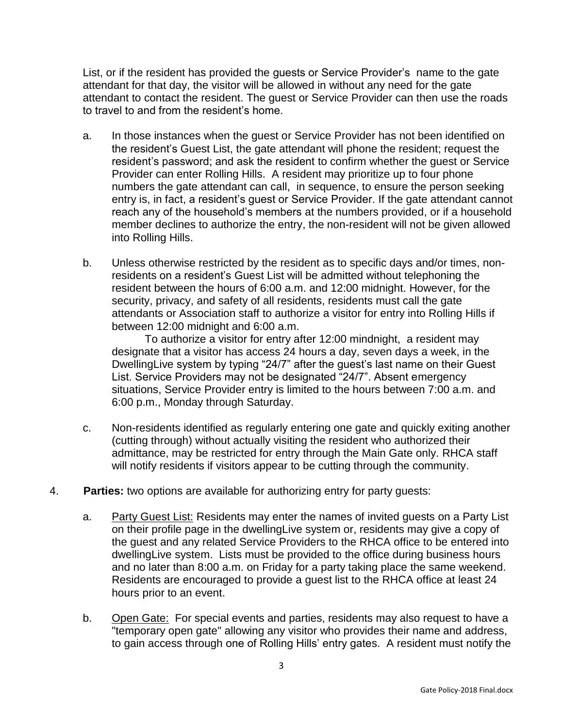List, or if the resident has provided the guests or Service Provider's  name to the gate attendant for that day, the visitor will be allowed in without any need for the gate attendant to contact the resident. The guest or Service Provider can then use the roads to travel to and from the resident's home.

a. In those instances when the guest or Service Provider has not been identified on the resident's Guest List, the gate attendant will phone the resident; request the resident's password; and ask the resident to confirm whether the guest or Service Provider can enter Rolling Hills. A resident may prioritize up to four phone numbers the gate attendant can call,  in sequence, to ensure the person seeking entry is, in fact, a resident's guest or Service Provider. If the gate attendant cannot reach any of the household's members at the numbers provided, or if a household member declines to authorize the entry, the non-resident will not be given allowed into Rolling Hills.

b. Unless otherwise restricted by the resident as to specific days and/or times, non-residents on a resident's Guest List will be admitted without telephoning the resident between the hours of 6:00 a.m. and 12:00 midnight. However, for the security, privacy, and safety of all residents, residents must call the gate attendants or Association staff to authorize a visitor for entry into Rolling Hills if between 12:00 midnight and 6:00 a.m.

   To authorize a visitor for entry after 12:00 mindnight,  a resident may designate that a visitor has access 24 hours a day, seven days a week, in the DwellingLive system by typing "24/7" after the guest's last name on their Guest List. Service Providers may not be designated "24/7". Absent emergency situations, Service Provider entry is limited to the hours between 7:00 a.m. and 6:00 p.m., Monday through Saturday.

c. Non-residents identified as regularly entering one gate and quickly exiting another (cutting through) without actually visiting the resident who authorized their admittance, may be restricted for entry through the Main Gate only. RHCA staff will notify residents if visitors appear to be cutting through the community.

4. **Parties:** two options are available for authorizing entry for party guests:

a. Party Guest List: Residents may enter the names of invited guests on a Party List on their profile page in the dwellingLive system or, residents may give a copy of the guest and any related Service Providers to the RHCA office to be entered into dwellingLive system. Lists must be provided to the office during business hours and no later than 8:00 a.m. on Friday for a party taking place the same weekend. Residents are encouraged to provide a guest list to the RHCA office at least 24 hours prior to an event.

b. Open Gate: For special events and parties, residents may also request to have a "temporary open gate" allowing any visitor who provides their name and address, to gain access through one of Rolling Hills' entry gates. A resident must notify the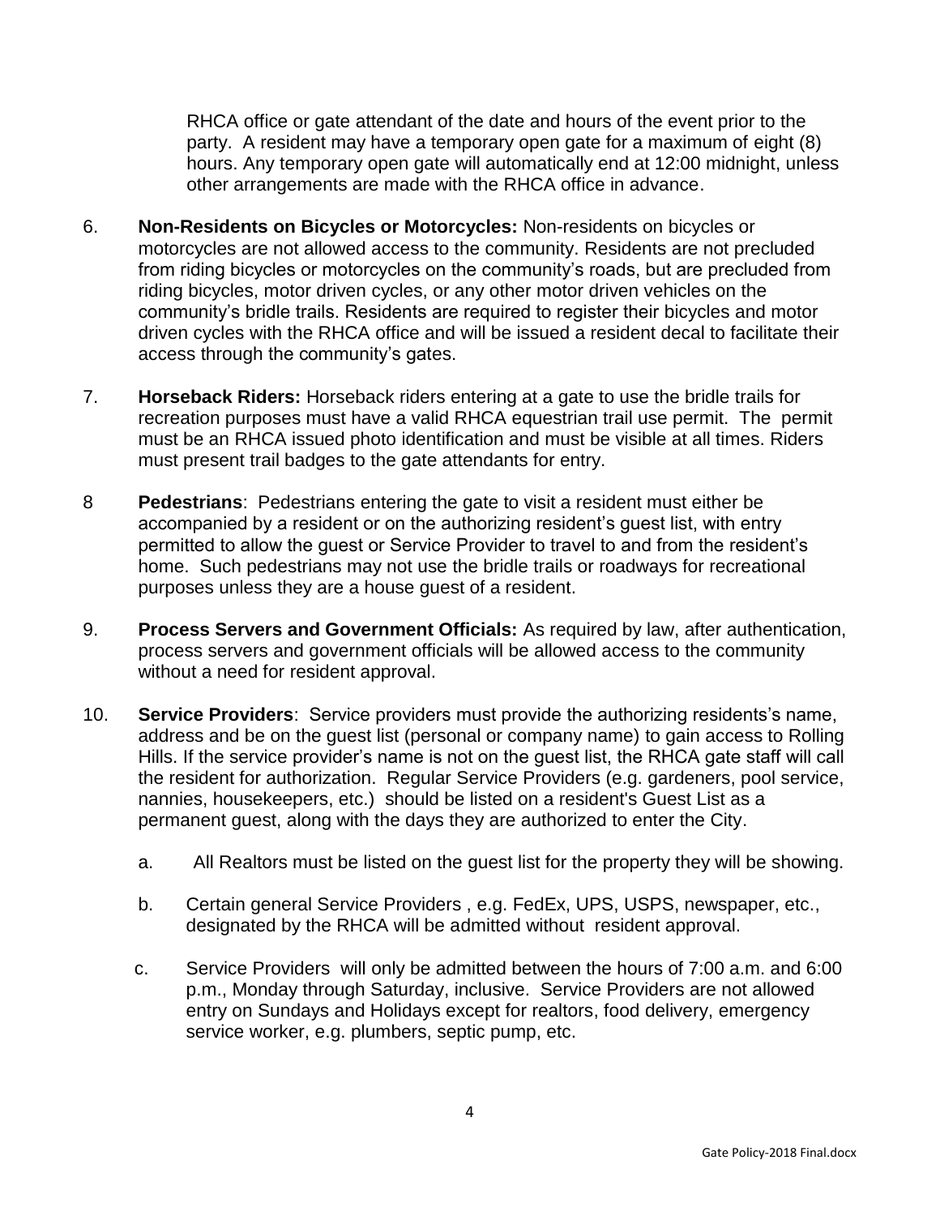RHCA office or gate attendant of the date and hours of the event prior to the party. A resident may have a temporary open gate for a maximum of eight (8) hours. Any temporary open gate will automatically end at 12:00 midnight, unless other arrangements are made with the RHCA office in advance.

6. **Non-Residents on Bicycles or Motorcycles:** Non-residents on bicycles or motorcycles are not allowed access to the community. Residents are not precluded from riding bicycles or motorcycles on the community's roads, but are precluded from riding bicycles, motor driven cycles, or any other motor driven vehicles on the community's bridle trails. Residents are required to register their bicycles and motor driven cycles with the RHCA office and will be issued a resident decal to facilitate their access through the community's gates.

7. **Horseback Riders:** Horseback riders entering at a gate to use the bridle trails for recreation purposes must have a valid RHCA equestrian trail use permit. The permit must be an RHCA issued photo identification and must be visible at all times. Riders must present trail badges to the gate attendants for entry.

8 **Pedestrians**: Pedestrians entering the gate to visit a resident must either be accompanied by a resident or on the authorizing resident's guest list, with entry permitted to allow the guest or Service Provider to travel to and from the resident's home. Such pedestrians may not use the bridle trails or roadways for recreational purposes unless they are a house guest of a resident.

9. **Process Servers and Government Officials:** As required by law, after authentication, process servers and government officials will be allowed access to the community without a need for resident approval.

10. **Service Providers**: Service providers must provide the authorizing residents's name, address and be on the guest list (personal or company name) to gain access to Rolling Hills. If the service provider's name is not on the guest list, the RHCA gate staff will call the resident for authorization. Regular Service Providers (e.g. gardeners, pool service, nannies, housekeepers, etc.) should be listed on a resident's Guest List as a permanent guest, along with the days they are authorized to enter the City.

    a. All Realtors must be listed on the guest list for the property they will be showing.

    b. Certain general Service Providers , e.g. FedEx, UPS, USPS, newspaper, etc., designated by the RHCA will be admitted without resident approval.

    c. Service Providers will only be admitted between the hours of 7:00 a.m. and 6:00 p.m., Monday through Saturday, inclusive. Service Providers are not allowed entry on Sundays and Holidays except for realtors, food delivery, emergency service worker, e.g. plumbers, septic pump, etc.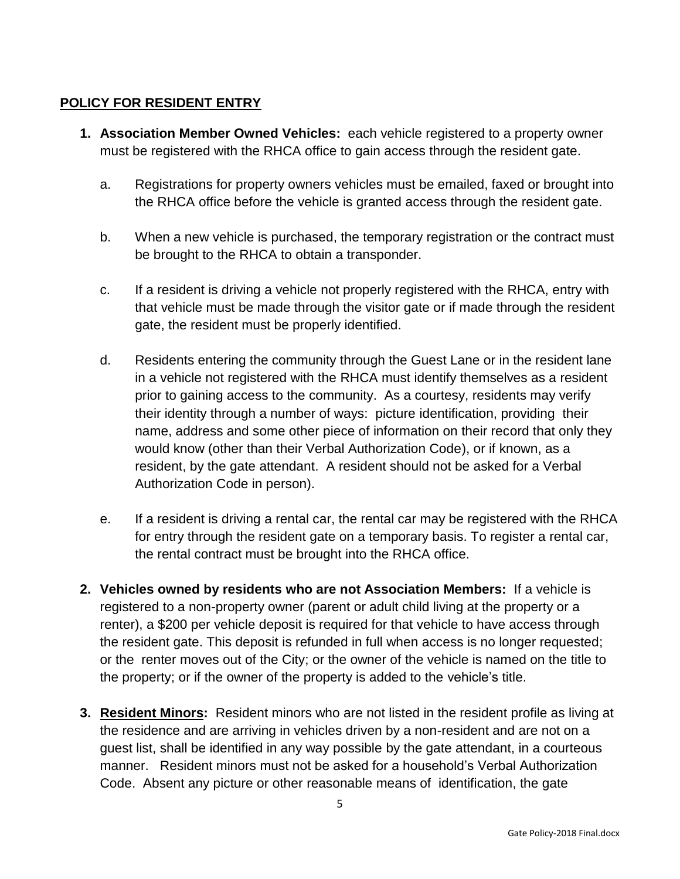## **<u>POLICY FOR RESIDENT ENTRY</u>**

1. **Association Member Owned Vehicles:** each vehicle registered to a property owner must be registered with the RHCA office to gain access through the resident gate.

   a. Registrations for property owners vehicles must be emailed, faxed or brought into the RHCA office before the vehicle is granted access through the resident gate.

   b. When a new vehicle is purchased, the temporary registration or the contract must be brought to the RHCA to obtain a transponder.

   c. If a resident is driving a vehicle not properly registered with the RHCA, entry with that vehicle must be made through the visitor gate or if made through the resident gate, the resident must be properly identified.

   d. Residents entering the community through the Guest Lane or in the resident lane in a vehicle not registered with the RHCA must identify themselves as a resident prior to gaining access to the community. As a courtesy, residents may verify their identity through a number of ways: picture identification, providing their name, address and some other piece of information on their record that only they would know (other than their Verbal Authorization Code), or if known, as a resident, by the gate attendant. A resident should not be asked for a Verbal Authorization Code in person).

   e. If a resident is driving a rental car, the rental car may be registered with the RHCA for entry through the resident gate on a temporary basis. To register a rental car, the rental contract must be brought into the RHCA office.

2. **Vehicles owned by residents who are not Association Members:** If a vehicle is registered to a non-property owner (parent or adult child living at the property or a renter), a $200 per vehicle deposit is required for that vehicle to have access through the resident gate. This deposit is refunded in full when access is no longer requested; or the renter moves out of the City; or the owner of the vehicle is named on the title to the property; or if the owner of the property is added to the vehicle's title.

3. **<u>Resident Minors</u>:** Resident minors who are not listed in the resident profile as living at the residence and are arriving in vehicles driven by a non-resident and are not on a guest list, shall be identified in any way possible by the gate attendant, in a courteous manner. Resident minors must not be asked for a household's Verbal Authorization Code. Absent any picture or other reasonable means of identification, the gate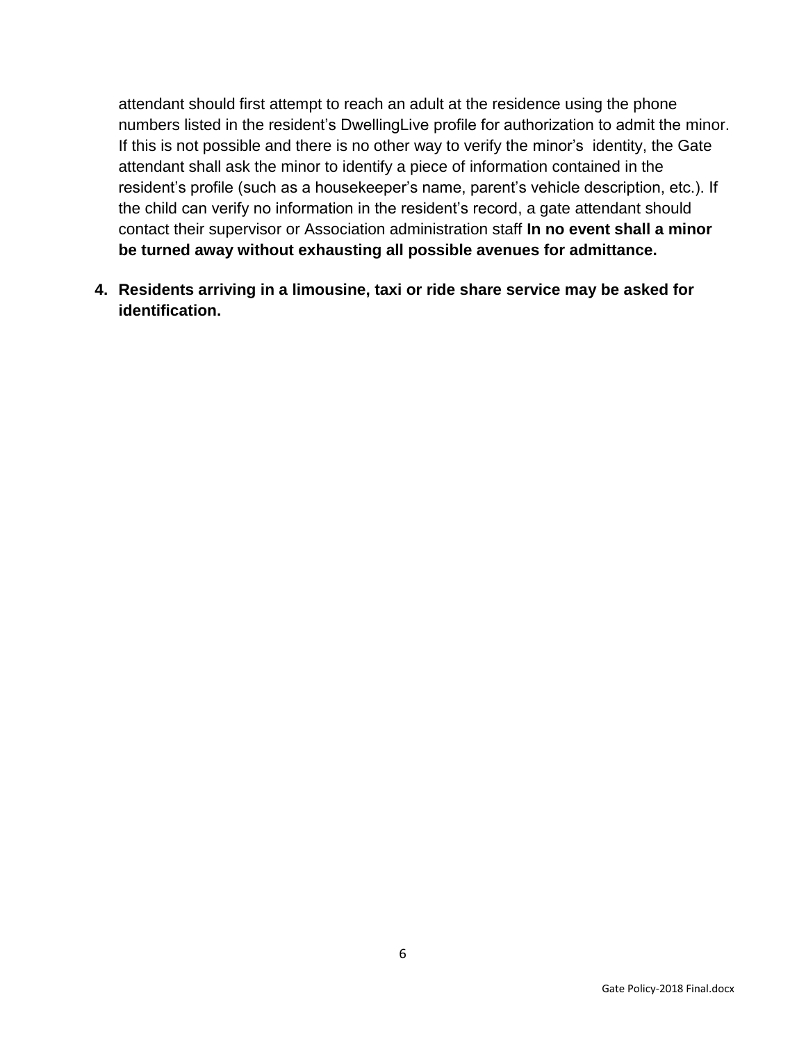attendant should first attempt to reach an adult at the residence using the phone numbers listed in the resident's DwellingLive profile for authorization to admit the minor. If this is not possible and there is no other way to verify the minor's identity, the Gate attendant shall ask the minor to identify a piece of information contained in the resident's profile (such as a housekeeper's name, parent's vehicle description, etc.). If the child can verify no information in the resident's record, a gate attendant should contact their supervisor or Association administration staff **In no event shall a minor be turned away without exhausting all possible avenues for admittance.**

4. **Residents arriving in a limousine, taxi or ride share service may be asked for identification.**